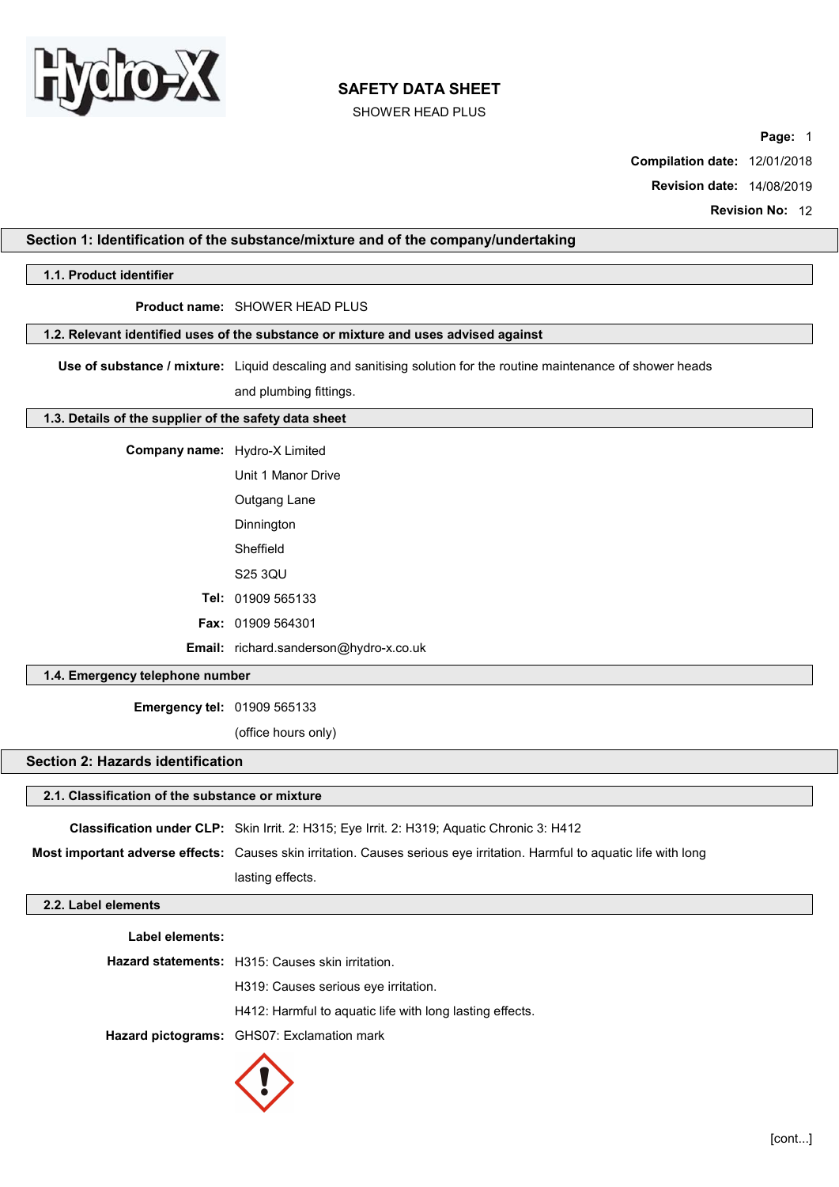# SAFETY DATA SHEET

SHOWER HEAD PLUS

**Page:** 1

**Compilation date:** 12/01/2018

**Revision date:** 14/08/2019

**Revision No:** 12

## Section 1: Identification of the substance/mixture and of the company/undertaking

### 1.1. Product identifier

**Product name:** SHOWER HEAD PLUS

### 1.2. Relevant identified uses of the substance or mixture and uses advised against

**Use of substance / mixture:** Liquid descaling and sanitising solution for the routine maintenance of shower heads and plumbing fittings.

### 1.3. Details of the supplier of the safety data sheet

**Company name:** Hydro-X Limited
Unit 1 Manor Drive
Outgang Lane
Dinnington
Sheffield
S25 3QU

**Tel:** 01909 565133

**Fax:** 01909 564301

**Email:** richard.sanderson@hydro-x.co.uk

### 1.4. Emergency telephone number

**Emergency tel:** 01909 565133
(office hours only)

## Section 2: Hazards identification

### 2.1. Classification of the substance or mixture

**Classification under CLP:** Skin Irrit. 2: H315; Eye Irrit. 2: H319; Aquatic Chronic 3: H412

**Most important adverse effects:** Causes skin irritation. Causes serious eye irritation. Harmful to aquatic life with long lasting effects.

### 2.2. Label elements

**Label elements:**

**Hazard statements:** H315: Causes skin irritation.
H319: Causes serious eye irritation.
H412: Harmful to aquatic life with long lasting effects.

**Hazard pictograms:** GHS07: Exclamation mark

[cont...]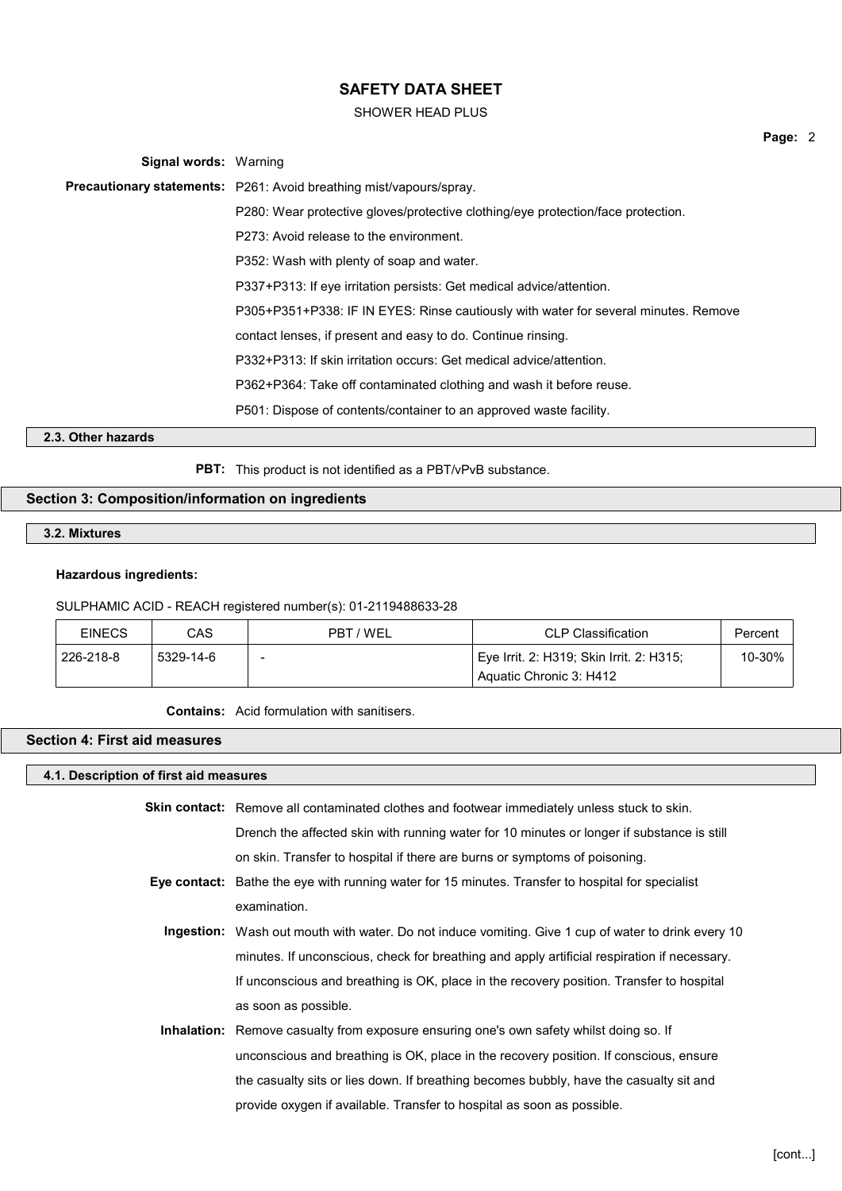**Signal words:** Warning

**Precautionary statements:** P261: Avoid breathing mist/vapours/spray.

P280: Wear protective gloves/protective clothing/eye protection/face protection.

P273: Avoid release to the environment.

P352: Wash with plenty of soap and water.

P337+P313: If eye irritation persists: Get medical advice/attention.

P305+P351+P338: IF IN EYES: Rinse cautiously with water for several minutes. Remove contact lenses, if present and easy to do. Continue rinsing.

P332+P313: If skin irritation occurs: Get medical advice/attention.

P362+P364: Take off contaminated clothing and wash it before reuse.

P501: Dispose of contents/container to an approved waste facility.

### 2.3. Other hazards

**PBT:** This product is not identified as a PBT/vPvB substance.

## Section 3: Composition/information on ingredients

### 3.2. Mixtures

**Hazardous ingredients:**

SULPHAMIC ACID - REACH registered number(s): 01-2119488633-28

| EINECS | CAS | PBT / WEL | CLP Classification | Percent |
|---|---|---|---|---|
| 226-218-8 | 5329-14-6 | - | Eye Irrit. 2: H319; Skin Irrit. 2: H315; Aquatic Chronic 3: H412 | 10-30% |

**Contains:** Acid formulation with sanitisers.

## Section 4: First aid measures

### 4.1. Description of first aid measures

**Skin contact:** Remove all contaminated clothes and footwear immediately unless stuck to skin. Drench the affected skin with running water for 10 minutes or longer if substance is still on skin. Transfer to hospital if there are burns or symptoms of poisoning.

**Eye contact:** Bathe the eye with running water for 15 minutes. Transfer to hospital for specialist examination.

**Ingestion:** Wash out mouth with water. Do not induce vomiting. Give 1 cup of water to drink every 10 minutes. If unconscious, check for breathing and apply artificial respiration if necessary. If unconscious and breathing is OK, place in the recovery position. Transfer to hospital as soon as possible.

**Inhalation:** Remove casualty from exposure ensuring one's own safety whilst doing so. If unconscious and breathing is OK, place in the recovery position. If conscious, ensure the casualty sits or lies down. If breathing becomes bubbly, have the casualty sit and provide oxygen if available. Transfer to hospital as soon as possible.

[cont...]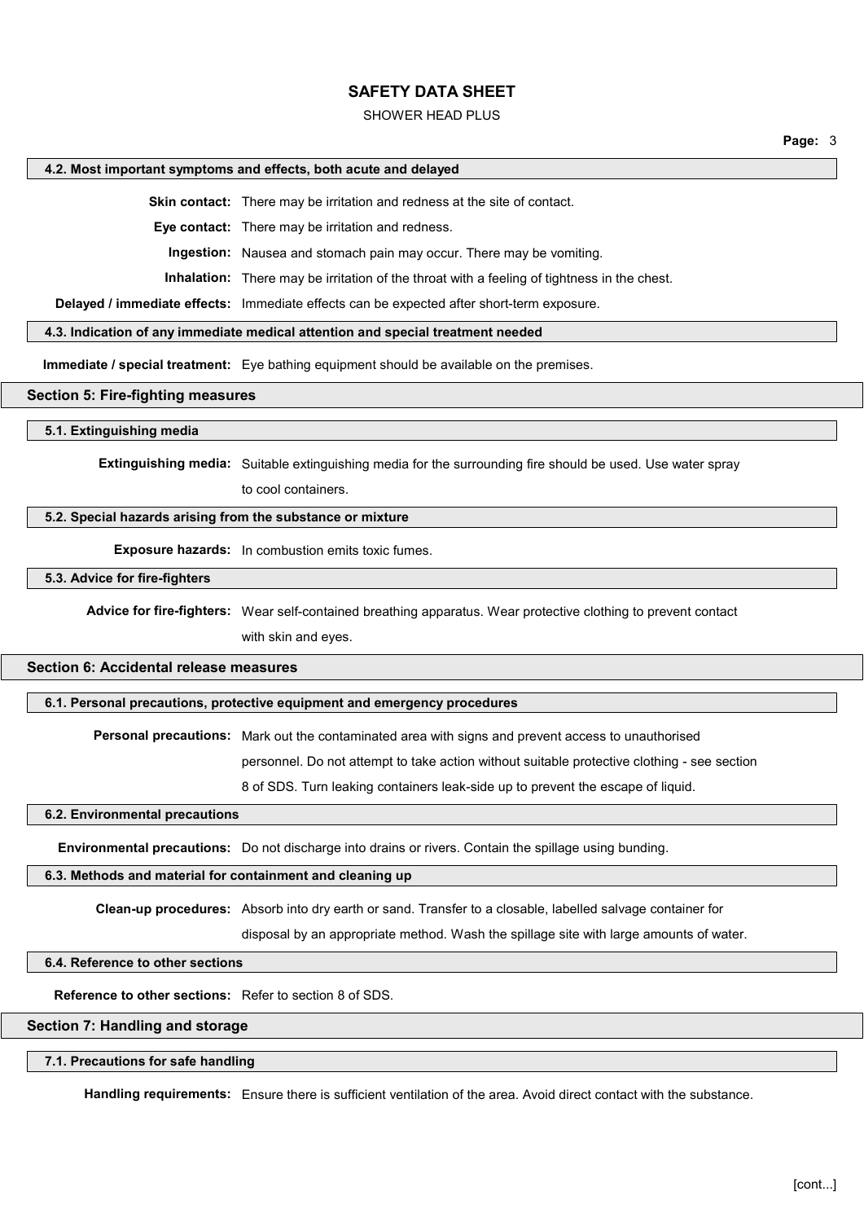### 4.2. Most important symptoms and effects, both acute and delayed

**Skin contact:** There may be irritation and redness at the site of contact.

**Eye contact:** There may be irritation and redness.

**Ingestion:** Nausea and stomach pain may occur. There may be vomiting.

**Inhalation:** There may be irritation of the throat with a feeling of tightness in the chest.

**Delayed / immediate effects:** Immediate effects can be expected after short-term exposure.

### 4.3. Indication of any immediate medical attention and special treatment needed

**Immediate / special treatment:** Eye bathing equipment should be available on the premises.

## Section 5: Fire-fighting measures

### 5.1. Extinguishing media

**Extinguishing media:** Suitable extinguishing media for the surrounding fire should be used. Use water spray to cool containers.

### 5.2. Special hazards arising from the substance or mixture

**Exposure hazards:** In combustion emits toxic fumes.

### 5.3. Advice for fire-fighters

**Advice for fire-fighters:** Wear self-contained breathing apparatus. Wear protective clothing to prevent contact with skin and eyes.

## Section 6: Accidental release measures

### 6.1. Personal precautions, protective equipment and emergency procedures

**Personal precautions:** Mark out the contaminated area with signs and prevent access to unauthorised personnel. Do not attempt to take action without suitable protective clothing - see section 8 of SDS. Turn leaking containers leak-side up to prevent the escape of liquid.

### 6.2. Environmental precautions

**Environmental precautions:** Do not discharge into drains or rivers. Contain the spillage using bunding.

### 6.3. Methods and material for containment and cleaning up

**Clean-up procedures:** Absorb into dry earth or sand. Transfer to a closable, labelled salvage container for disposal by an appropriate method. Wash the spillage site with large amounts of water.

### 6.4. Reference to other sections

**Reference to other sections:** Refer to section 8 of SDS.

## Section 7: Handling and storage

### 7.1. Precautions for safe handling

**Handling requirements:** Ensure there is sufficient ventilation of the area. Avoid direct contact with the substance.

[cont...]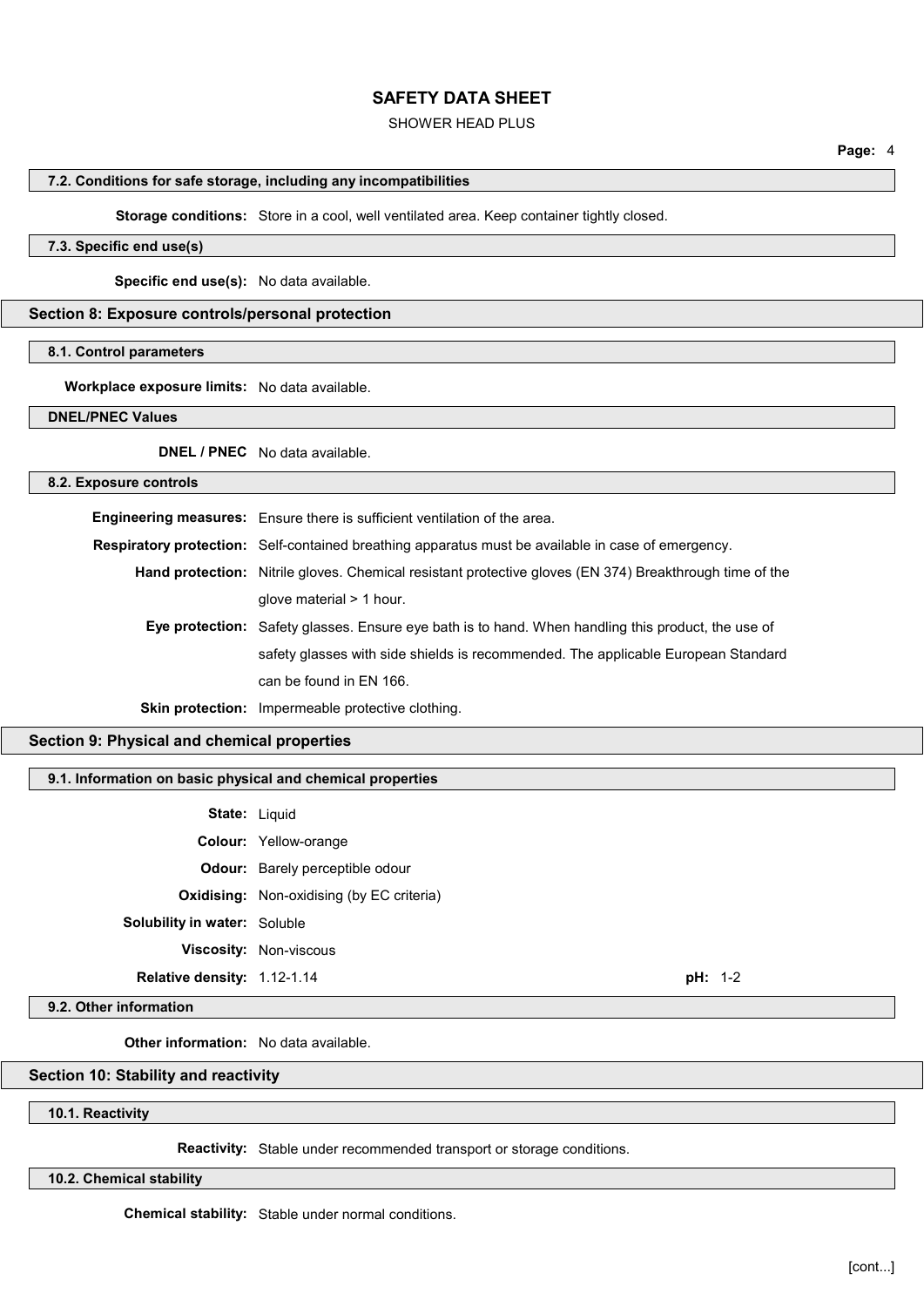#### 7.2. Conditions for safe storage, including any incompatibilities

**Storage conditions:** Store in a cool, well ventilated area. Keep container tightly closed.

#### 7.3. Specific end use(s)

**Specific end use(s):** No data available.

## Section 8: Exposure controls/personal protection

#### 8.1. Control parameters

**Workplace exposure limits:** No data available.

#### DNEL/PNEC Values

**DNEL / PNEC** No data available.

#### 8.2. Exposure controls

**Engineering measures:** Ensure there is sufficient ventilation of the area.

**Respiratory protection:** Self-contained breathing apparatus must be available in case of emergency.

**Hand protection:** Nitrile gloves. Chemical resistant protective gloves (EN 374) Breakthrough time of the glove material > 1 hour.

**Eye protection:** Safety glasses. Ensure eye bath is to hand. When handling this product, the use of safety glasses with side shields is recommended. The applicable European Standard can be found in EN 166.

**Skin protection:** Impermeable protective clothing.

## Section 9: Physical and chemical properties

#### 9.1. Information on basic physical and chemical properties

**State:** Liquid

**Colour:** Yellow-orange

**Odour:** Barely perceptible odour

**Oxidising:** Non-oxidising (by EC criteria)

**Solubility in water:** Soluble

**Viscosity:** Non-viscous

**Relative density:** 1.12-1.14 **pH:** 1-2

#### 9.2. Other information

**Other information:** No data available.

## Section 10: Stability and reactivity

#### 10.1. Reactivity

**Reactivity:** Stable under recommended transport or storage conditions.

#### 10.2. Chemical stability

**Chemical stability:** Stable under normal conditions.

[cont...]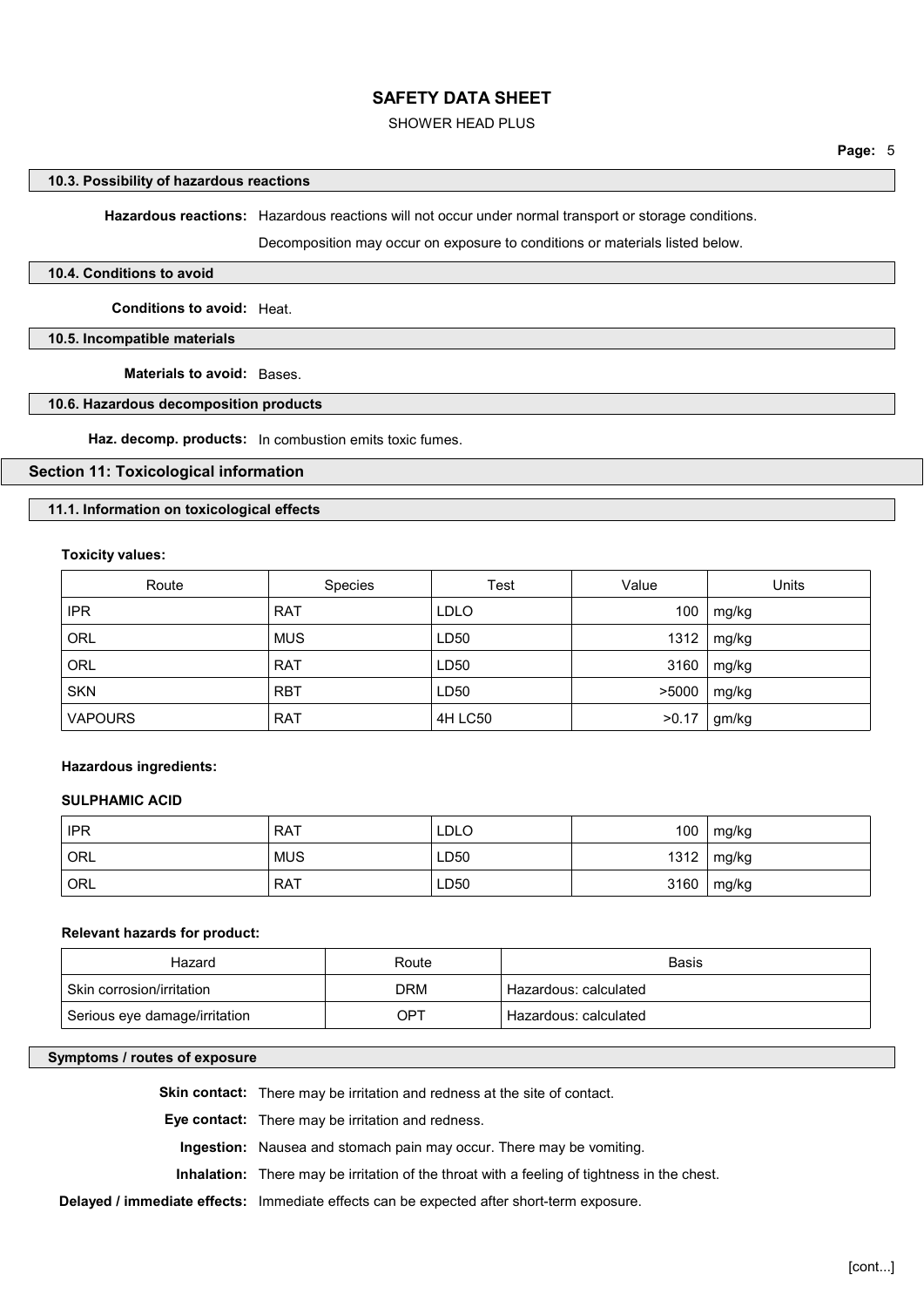### 10.3. Possibility of hazardous reactions

**Hazardous reactions:** Hazardous reactions will not occur under normal transport or storage conditions.

Decomposition may occur on exposure to conditions or materials listed below.

### 10.4. Conditions to avoid

**Conditions to avoid:** Heat.

### 10.5. Incompatible materials

**Materials to avoid:** Bases.

### 10.6. Hazardous decomposition products

**Haz. decomp. products:** In combustion emits toxic fumes.

## Section 11: Toxicological information

### 11.1. Information on toxicological effects

**Toxicity values:**

| Route | Species | Test | Value | Units |
|---|---|---|---|---|
| IPR | RAT | LDLO | 100 | mg/kg |
| ORL | MUS | LD50 | 1312 | mg/kg |
| ORL | RAT | LD50 | 3160 | mg/kg |
| SKN | RBT | LD50 | >5000 | mg/kg |
| VAPOURS | RAT | 4H LC50 | >0.17 | gm/kg |

**Hazardous ingredients:**

**SULPHAMIC ACID**

| Route | Species | Test | Value | Units |
|---|---|---|---|---|
| IPR | RAT | LDLO | 100 | mg/kg |
| ORL | MUS | LD50 | 1312 | mg/kg |
| ORL | RAT | LD50 | 3160 | mg/kg |

**Relevant hazards for product:**

| Hazard | Route | Basis |
|---|---|---|
| Skin corrosion/irritation | DRM | Hazardous: calculated |
| Serious eye damage/irritation | OPT | Hazardous: calculated |

### Symptoms / routes of exposure

**Skin contact:** There may be irritation and redness at the site of contact.

**Eye contact:** There may be irritation and redness.

**Ingestion:** Nausea and stomach pain may occur. There may be vomiting.

**Inhalation:** There may be irritation of the throat with a feeling of tightness in the chest.

**Delayed / immediate effects:** Immediate effects can be expected after short-term exposure.

[cont...]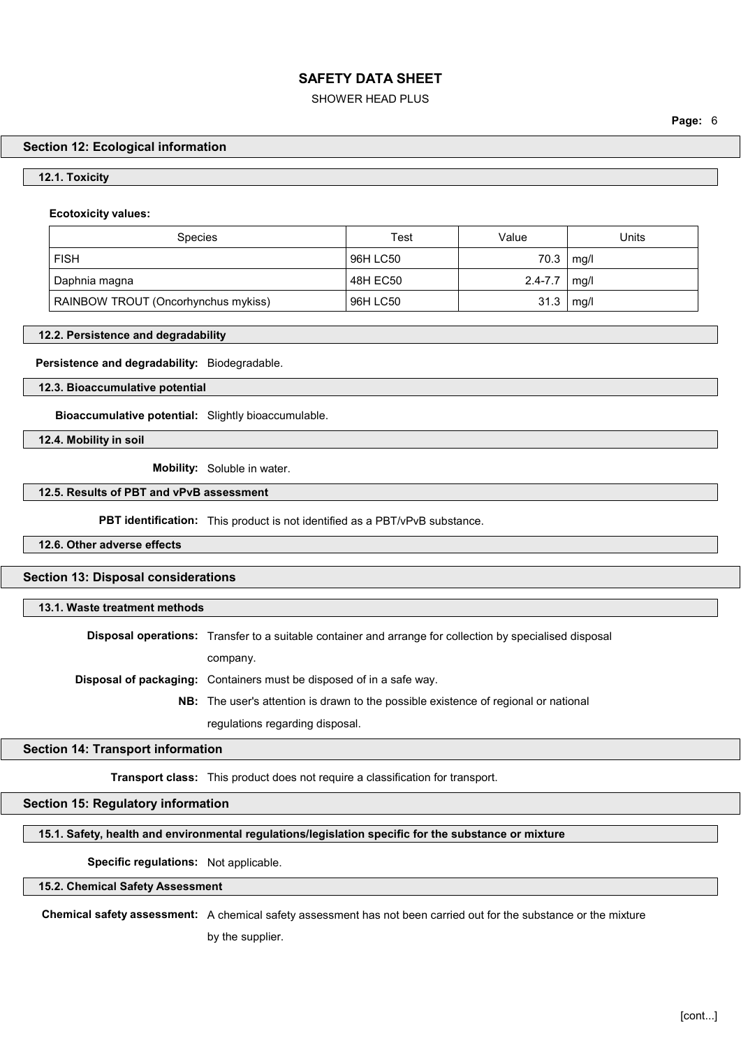## Section 12: Ecological information

### 12.1. Toxicity

**Ecotoxicity values:**

| Species | Test | Value | Units |
|---|---|---|---|
| FISH | 96H LC50 | 70.3 | mg/l |
| Daphnia magna | 48H EC50 | 2.4-7.7 | mg/l |
| RAINBOW TROUT (Oncorhynchus mykiss) | 96H LC50 | 31.3 | mg/l |

### 12.2. Persistence and degradability

**Persistence and degradability:** Biodegradable.

### 12.3. Bioaccumulative potential

**Bioaccumulative potential:** Slightly bioaccumulable.

### 12.4. Mobility in soil

**Mobility:** Soluble in water.

### 12.5. Results of PBT and vPvB assessment

**PBT identification:** This product is not identified as a PBT/vPvB substance.

### 12.6. Other adverse effects

## Section 13: Disposal considerations

### 13.1. Waste treatment methods

**Disposal operations:** Transfer to a suitable container and arrange for collection by specialised disposal company.

**Disposal of packaging:** Containers must be disposed of in a safe way.

**NB:** The user's attention is drawn to the possible existence of regional or national regulations regarding disposal.

## Section 14: Transport information

**Transport class:** This product does not require a classification for transport.

## Section 15: Regulatory information

### 15.1. Safety, health and environmental regulations/legislation specific for the substance or mixture

**Specific regulations:** Not applicable.

### 15.2. Chemical Safety Assessment

**Chemical safety assessment:** A chemical safety assessment has not been carried out for the substance or the mixture by the supplier.

[cont...]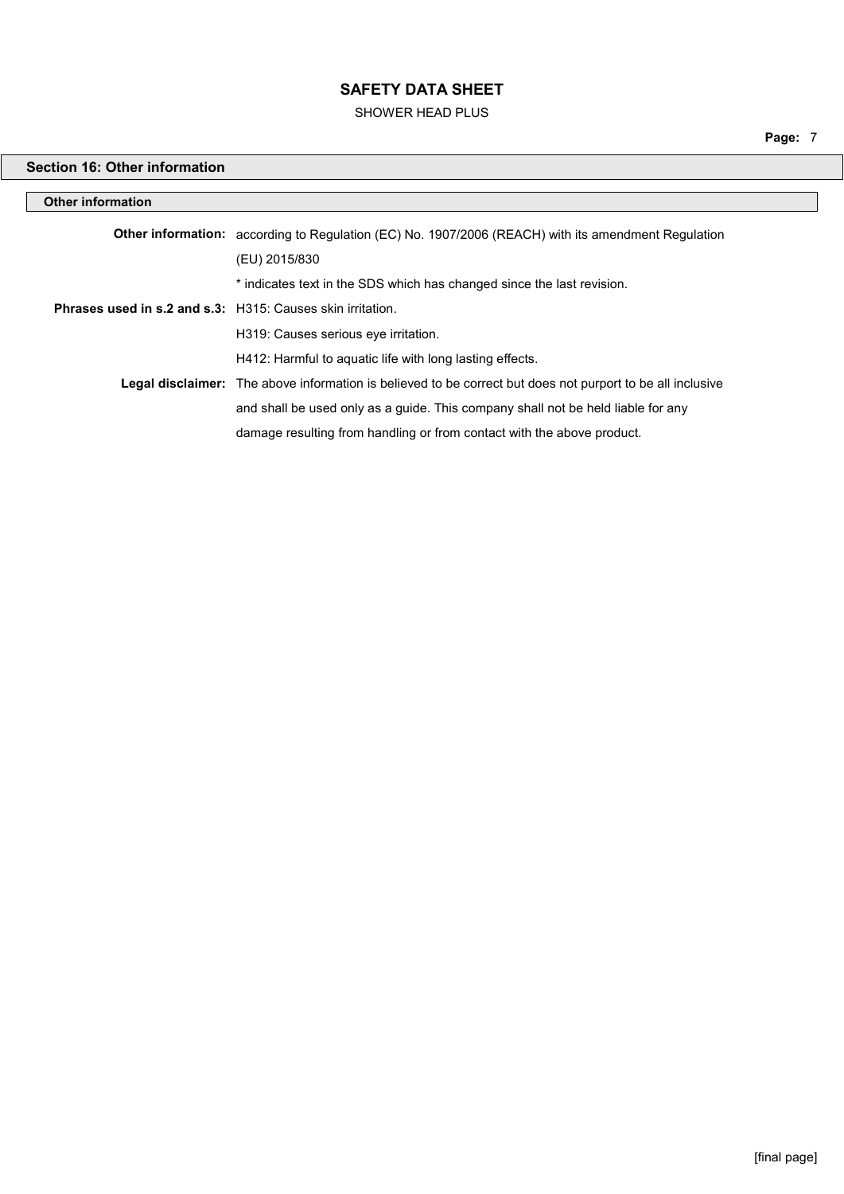## Section 16: Other information

### Other information

**Other information:** according to Regulation (EC) No. 1907/2006 (REACH) with its amendment Regulation (EU) 2015/830

\* indicates text in the SDS which has changed since the last revision.

**Phrases used in s.2 and s.3:** H315: Causes skin irritation.

H319: Causes serious eye irritation.

H412: Harmful to aquatic life with long lasting effects.

**Legal disclaimer:** The above information is believed to be correct but does not purport to be all inclusive and shall be used only as a guide. This company shall not be held liable for any damage resulting from handling or from contact with the above product.

[final page]